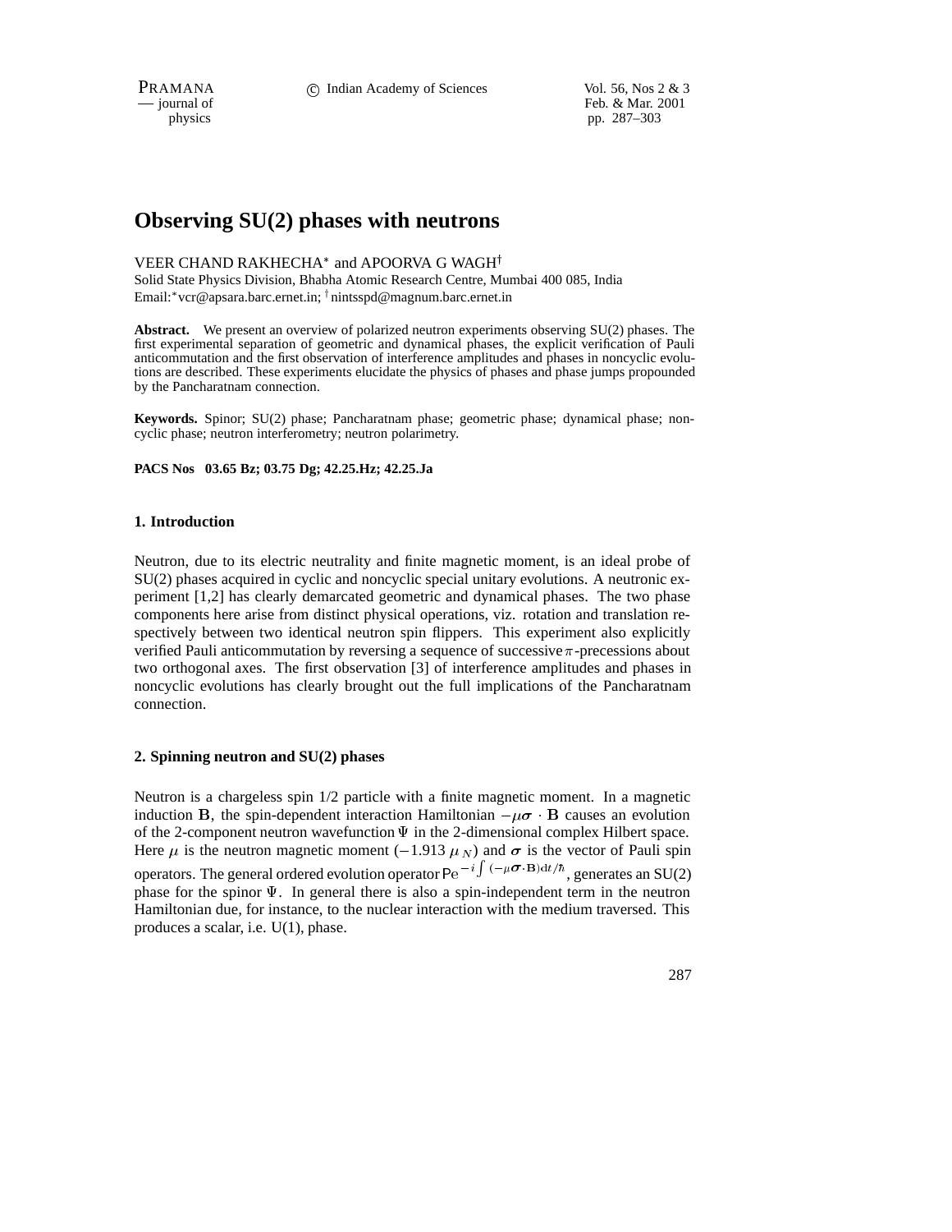# Observing SU(2) phases with neutrons

VEER CHAND RAKHECHA* and APOORVA G WAGH†

Solid State Physics Division, Bhabha Atomic Research Centre, Mumbai 400 085, India

Email:*vcr@apsara.barc.ernet.in; † nintsspd@magnum.barc.ernet.in

**Abstract.** We present an overview of polarized neutron experiments observing SU(2) phases. The first experimental separation of geometric and dynamical phases, the explicit verification of Pauli anticommutation and the first observation of interference amplitudes and phases in noncyclic evolutions are described. These experiments elucidate the physics of phases and phase jumps propounded by the Pancharatnam connection.

**Keywords.** Spinor; SU(2) phase; Pancharatnam phase; geometric phase; dynamical phase; noncyclic phase; neutron interferometry; neutron polarimetry.

**PACS Nos 03.65 Bz; 03.75 Dg; 42.25.Hz; 42.25.Ja**

## 1. Introduction

Neutron, due to its electric neutrality and finite magnetic moment, is an ideal probe of SU(2) phases acquired in cyclic and noncyclic special unitary evolutions. A neutronic experiment [1,2] has clearly demarcated geometric and dynamical phases. The two phase components here arise from distinct physical operations, viz. rotation and translation respectively between two identical neutron spin flippers. This experiment also explicitly verified Pauli anticommutation by reversing a sequence of successive $\pi$-precessions about two orthogonal axes. The first observation [3] of interference amplitudes and phases in noncyclic evolutions has clearly brought out the full implications of the Pancharatnam connection.

## 2. Spinning neutron and SU(2) phases

Neutron is a chargeless spin 1/2 particle with a finite magnetic moment. In a magnetic induction $\mathbf{B}$, the spin-dependent interaction Hamiltonian $-\mu\boldsymbol{\sigma}\cdot\mathbf{B}$ causes an evolution of the 2-component neutron wavefunction $\Psi$ in the 2-dimensional complex Hilbert space. Here $\mu$ is the neutron magnetic moment ($-1.913\ \mu_N$) and $\boldsymbol{\sigma}$ is the vector of Pauli spin operators. The general ordered evolution operator $\mathrm{P}e^{-i\int(-\mu\boldsymbol{\sigma}\cdot\mathbf{B})\mathrm{d}t/\hbar}$, generates an SU(2) phase for the spinor $\Psi$. In general there is also a spin-independent term in the neutron Hamiltonian due, for instance, to the nuclear interaction with the medium traversed. This produces a scalar, i.e. U(1), phase.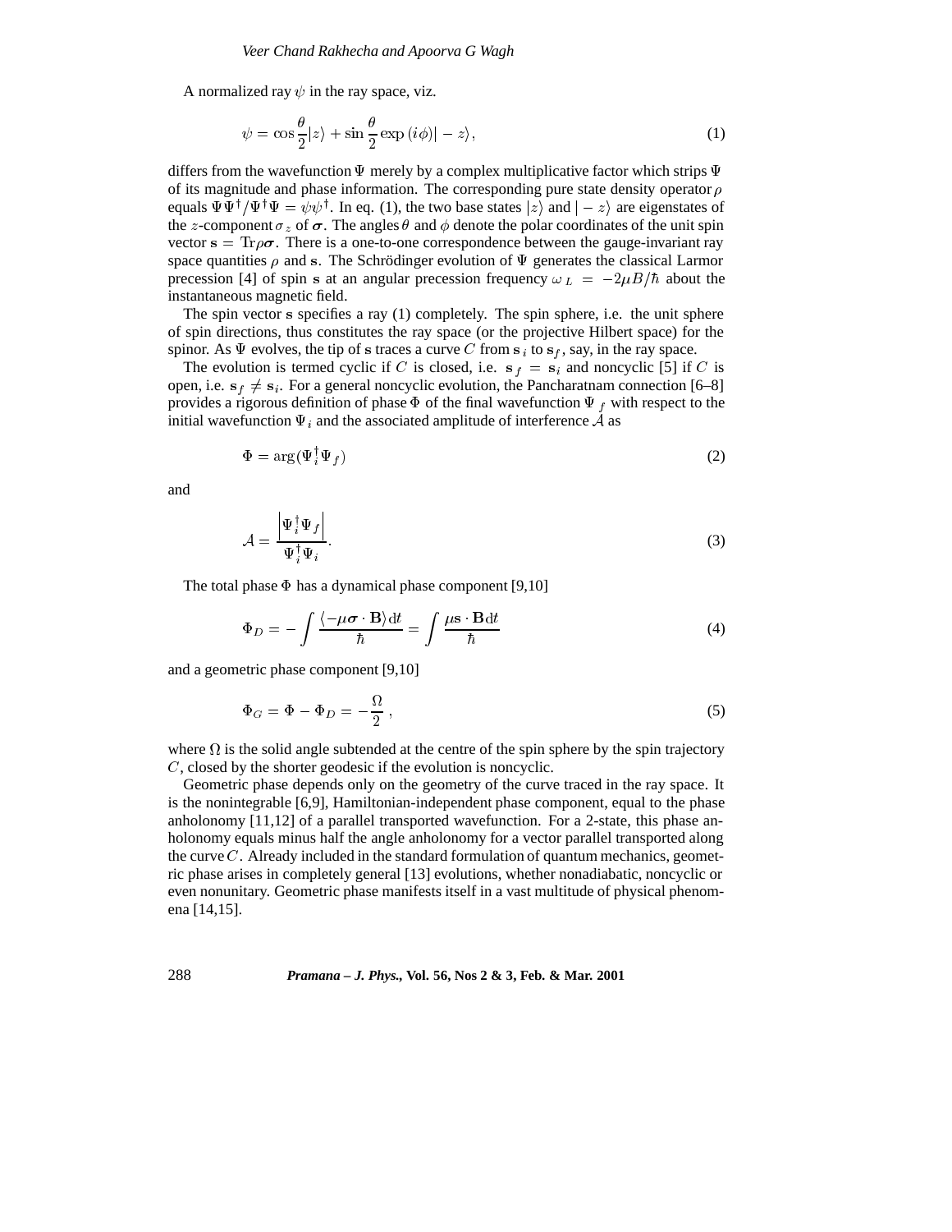A normalized ray $\psi$ in the ray space, viz.

$$\psi = \cos\frac{\theta}{2}|z\rangle + \sin\frac{\theta}{2}\exp(i\phi)|-z\rangle, \tag{1}$$

differs from the wavefunction $\Psi$ merely by a complex multiplicative factor which strips $\Psi$ of its magnitude and phase information. The corresponding pure state density operator $\rho$ equals $\Psi\Psi^\dagger/\Psi^\dagger\Psi = \psi\psi^\dagger$. In eq. (1), the two base states $|z\rangle$ and $|-z\rangle$ are eigenstates of the $z$-component $\sigma_z$ of $\boldsymbol{\sigma}$. The angles $\theta$ and $\phi$ denote the polar coordinates of the unit spin vector $\mathbf{s} = \mathrm{Tr}\rho\boldsymbol{\sigma}$. There is a one-to-one correspondence between the gauge-invariant ray space quantities $\rho$ and $\mathbf{s}$. The Schrödinger evolution of $\Psi$ generates the classical Larmor precession [4] of spin $\mathbf{s}$ at an angular precession frequency $\omega_L = -2\mu B/\hbar$ about the instantaneous magnetic field.

The spin vector $\mathbf{s}$ specifies a ray (1) completely. The spin sphere, i.e. the unit sphere of spin directions, thus constitutes the ray space (or the projective Hilbert space) for the spinor. As $\Psi$ evolves, the tip of $\mathbf{s}$ traces a curve $C$ from $\mathbf{s}_i$ to $\mathbf{s}_f$, say, in the ray space.

The evolution is termed cyclic if $C$ is closed, i.e. $\mathbf{s}_f = \mathbf{s}_i$ and noncyclic [5] if $C$ is open, i.e. $\mathbf{s}_f \neq \mathbf{s}_i$. For a general noncyclic evolution, the Pancharatnam connection [6–8] provides a rigorous definition of phase $\Phi$ of the final wavefunction $\Psi_f$ with respect to the initial wavefunction $\Psi_i$ and the associated amplitude of interference $\mathcal{A}$ as

$$\Phi = \arg(\Psi_i^\dagger\Psi_f) \tag{2}$$

and

$$\mathcal{A} = \frac{\left|\Psi_i^\dagger\Psi_f\right|}{\Psi_i^\dagger\Psi_i}. \tag{3}$$

The total phase $\Phi$ has a dynamical phase component [9,10]

$$\Phi_D = -\int\frac{\langle -\mu\boldsymbol{\sigma}\cdot\mathbf{B}\rangle \mathrm{d}t}{\hbar} = \int\frac{\mu\mathbf{s}\cdot\mathbf{B}\,\mathrm{d}t}{\hbar} \tag{4}$$

and a geometric phase component [9,10]

$$\Phi_G = \Phi - \Phi_D = -\frac{\Omega}{2}, \tag{5}$$

where $\Omega$ is the solid angle subtended at the centre of the spin sphere by the spin trajectory $C$, closed by the shorter geodesic if the evolution is noncyclic.

Geometric phase depends only on the geometry of the curve traced in the ray space. It is the nonintegrable [6,9], Hamiltonian-independent phase component, equal to the phase anholonomy [11,12] of a parallel transported wavefunction. For a 2-state, this phase anholonomy equals minus half the angle anholonomy for a vector parallel transported along the curve $C$. Already included in the standard formulation of quantum mechanics, geometric phase arises in completely general [13] evolutions, whether nonadiabatic, noncyclic or even nonunitary. Geometric phase manifests itself in a vast multitude of physical phenomena [14,15].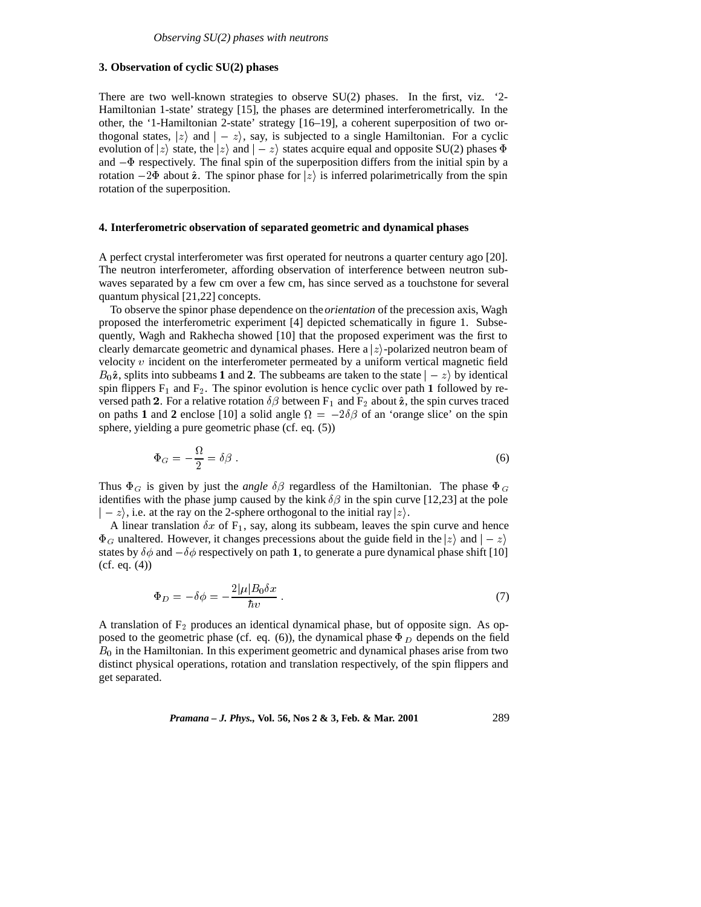### 3. Observation of cyclic SU(2) phases

There are two well-known strategies to observe SU(2) phases. In the first, viz. '2-Hamiltonian 1-state' strategy [15], the phases are determined interferometrically. In the other, the '1-Hamiltonian 2-state' strategy [16–19], a coherent superposition of two orthogonal states, $|z\rangle$ and $|-z\rangle$, say, is subjected to a single Hamiltonian. For a cyclic evolution of $|z\rangle$ state, the $|z\rangle$ and $|-z\rangle$ states acquire equal and opposite SU(2) phases $\Phi$ and $-\Phi$ respectively. The final spin of the superposition differs from the initial spin by a rotation $-2\Phi$ about $\hat{\mathbf{z}}$. The spinor phase for $|z\rangle$ is inferred polarimetrically from the spin rotation of the superposition.

### 4. Interferometric observation of separated geometric and dynamical phases

A perfect crystal interferometer was first operated for neutrons a quarter century ago [20]. The neutron interferometer, affording observation of interference between neutron subwaves separated by a few cm over a few cm, has since served as a touchstone for several quantum physical [21,22] concepts.

To observe the spinor phase dependence on the *orientation* of the precession axis, Wagh proposed the interferometric experiment [4] depicted schematically in figure 1. Subsequently, Wagh and Rakhecha showed [10] that the proposed experiment was the first to clearly demarcate geometric and dynamical phases. Here a $|z\rangle$-polarized neutron beam of velocity $v$ incident on the interferometer permeated by a uniform vertical magnetic field $B_0\hat{\mathbf{z}}$, splits into subbeams **1** and **2**. The subbeams are taken to the state $|-z\rangle$ by identical spin flippers $F_1$ and $F_2$. The spinor evolution is hence cyclic over path **1** followed by reversed path **2**. For a relative rotation $\delta\beta$ between $F_1$ and $F_2$ about $\hat{\mathbf{z}}$, the spin curves traced on paths **1** and **2** enclose [10] a solid angle $\Omega = -2\delta\beta$ of an 'orange slice' on the spin sphere, yielding a pure geometric phase (cf. eq. (5))

$$\Phi_G = -\frac{\Omega}{2} = \delta\beta \ . \tag{6}$$

Thus $\Phi_G$ is given by just the *angle* $\delta\beta$ regardless of the Hamiltonian. The phase $\Phi_G$ identifies with the phase jump caused by the kink $\delta\beta$ in the spin curve [12,23] at the pole $|-z\rangle$, i.e. at the ray on the 2-sphere orthogonal to the initial ray $|z\rangle$.

A linear translation $\delta x$ of $F_1$, say, along its subbeam, leaves the spin curve and hence $\Phi_G$ unaltered. However, it changes precessions about the guide field in the $|z\rangle$ and $|-z\rangle$ states by $\delta\phi$ and $-\delta\phi$ respectively on path **1**, to generate a pure dynamical phase shift [10] (cf. eq. (4))

$$\Phi_D = -\delta\phi = -\frac{2|\mu|B_0\delta x}{\hbar v} \ . \tag{7}$$

A translation of $F_2$ produces an identical dynamical phase, but of opposite sign. As opposed to the geometric phase (cf. eq. (6)), the dynamical phase $\Phi_D$ depends on the field $B_0$ in the Hamiltonian. In this experiment geometric and dynamical phases arise from two distinct physical operations, rotation and translation respectively, of the spin flippers and get separated.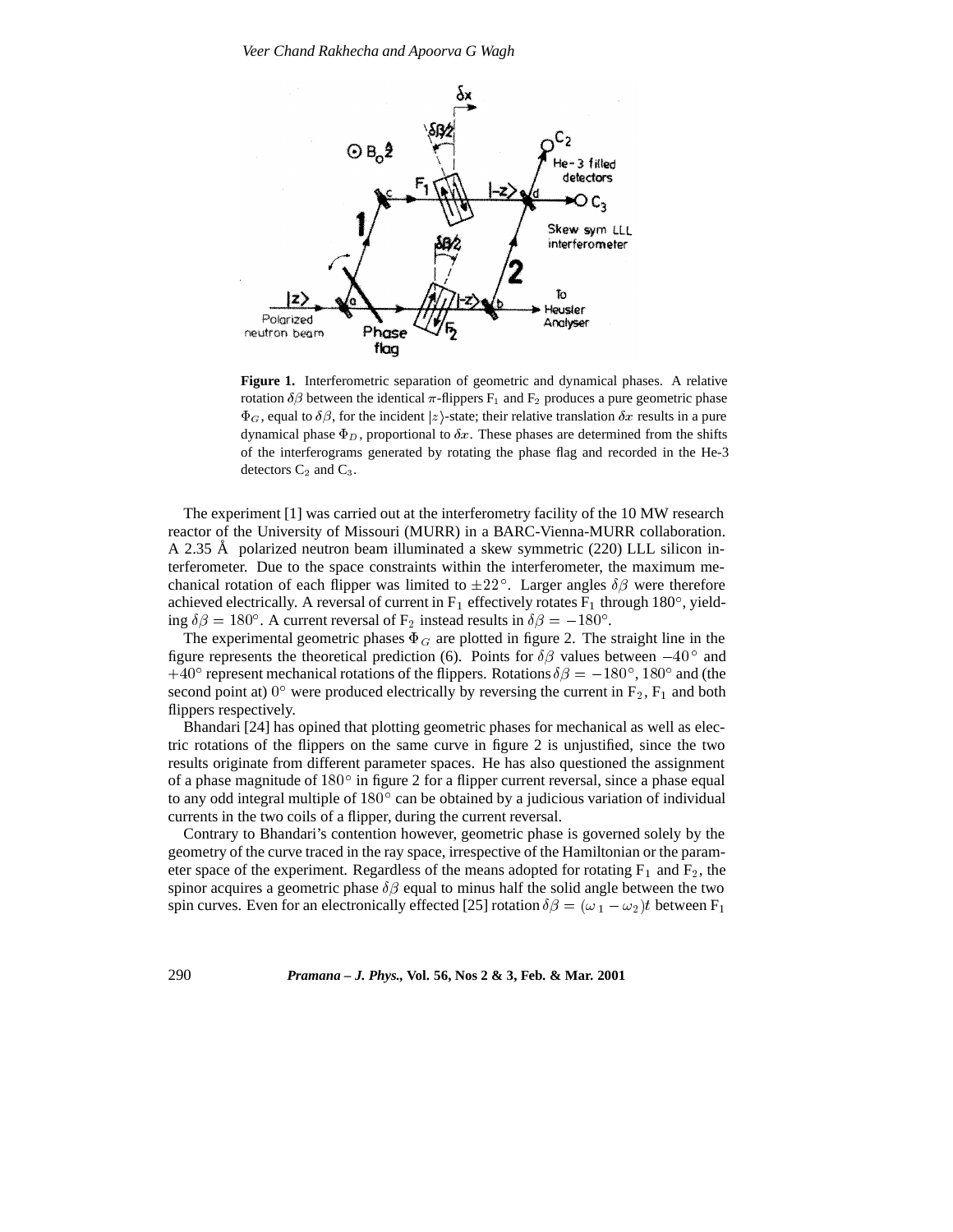**Figure 1.** Interferometric separation of geometric and dynamical phases. A relative rotation $\delta\beta$ between the identical $\pi$-flippers $F_1$ and $F_2$ produces a pure geometric phase $\Phi_G$, equal to $\delta\beta$, for the incident $|z\rangle$-state; their relative translation $\delta x$ results in a pure dynamical phase $\Phi_D$, proportional to $\delta x$. These phases are determined from the shifts of the interferograms generated by rotating the phase flag and recorded in the He-3 detectors $C_2$ and $C_3$.

The experiment [1] was carried out at the interferometry facility of the 10 MW research reactor of the University of Missouri (MURR) in a BARC-Vienna-MURR collaboration. A 2.35 Å polarized neutron beam illuminated a skew symmetric (220) LLL silicon interferometer. Due to the space constraints within the interferometer, the maximum mechanical rotation of each flipper was limited to $\pm 22^\circ$. Larger angles $\delta\beta$ were therefore achieved electrically. A reversal of current in $F_1$ effectively rotates $F_1$ through 180°, yielding $\delta\beta = 180^\circ$. A current reversal of $F_2$ instead results in $\delta\beta = -180^\circ$.

The experimental geometric phases $\Phi_G$ are plotted in figure 2. The straight line in the figure represents the theoretical prediction (6). Points for $\delta\beta$ values between $-40^\circ$ and $+40^\circ$ represent mechanical rotations of the flippers. Rotations $\delta\beta = -180^\circ$, $180^\circ$ and (the second point at) $0^\circ$ were produced electrically by reversing the current in $F_2$, $F_1$ and both flippers respectively.

Bhandari [24] has opined that plotting geometric phases for mechanical as well as electric rotations of the flippers on the same curve in figure 2 is unjustified, since the two results originate from different parameter spaces. He has also questioned the assignment of a phase magnitude of $180^\circ$ in figure 2 for a flipper current reversal, since a phase equal to any odd integral multiple of $180^\circ$ can be obtained by a judicious variation of individual currents in the two coils of a flipper, during the current reversal.

Contrary to Bhandari's contention however, geometric phase is governed solely by the geometry of the curve traced in the ray space, irrespective of the Hamiltonian or the parameter space of the experiment. Regardless of the means adopted for rotating $F_1$ and $F_2$, the spinor acquires a geometric phase $\delta\beta$ equal to minus half the solid angle between the two spin curves. Even for an electronically effected [25] rotation $\delta\beta = (\omega_1 - \omega_2)t$ between $F_1$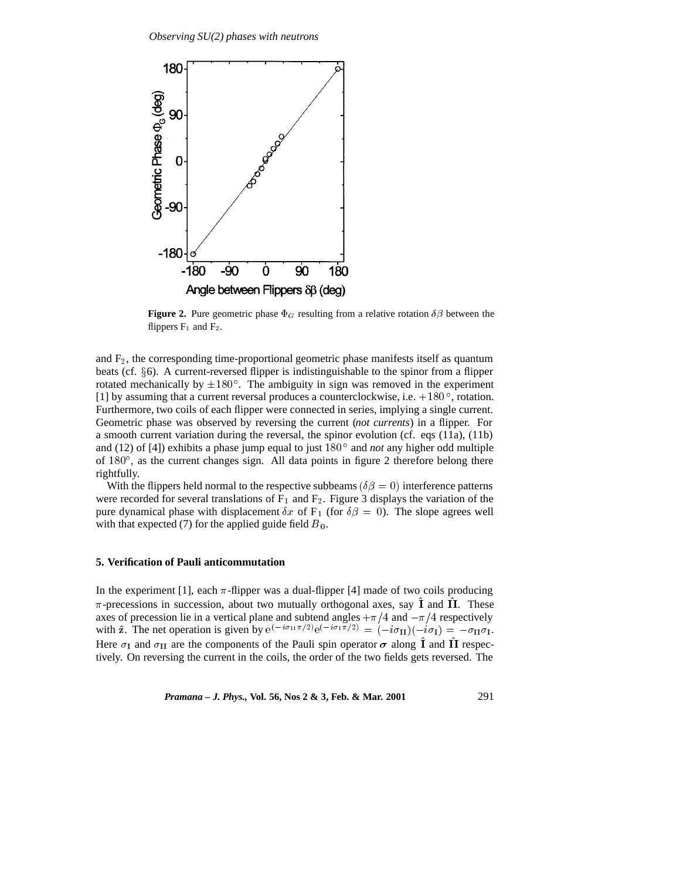**Figure 2.** Pure geometric phase $\Phi_G$ resulting from a relative rotation $\delta\beta$ between the flippers $F_1$ and $F_2$.

and $F_2$, the corresponding time-proportional geometric phase manifests itself as quantum beats (cf. §6). A current-reversed flipper is indistinguishable to the spinor from a flipper rotated mechanically by $\pm 180^\circ$. The ambiguity in sign was removed in the experiment [1] by assuming that a current reversal produces a counterclockwise, i.e. $+180^\circ$, rotation. Furthermore, two coils of each flipper were connected in series, implying a single current. Geometric phase was observed by reversing the current (*not currents*) in a flipper. For a smooth current variation during the reversal, the spinor evolution (cf. eqs (11a), (11b) and (12) of [4]) exhibits a phase jump equal to just $180^\circ$ and *not* any higher odd multiple of $180^\circ$, as the current changes sign. All data points in figure 2 therefore belong there rightfully.

With the flippers held normal to the respective subbeams ($\delta\beta = 0$) interference patterns were recorded for several translations of $F_1$ and $F_2$. Figure 3 displays the variation of the pure dynamical phase with displacement $\delta x$ of $F_1$ (for $\delta\beta = 0$). The slope agrees well with that expected (7) for the applied guide field $B_0$.

## 5. Verification of Pauli anticommutation

In the experiment [1], each $\pi$-flipper was a dual-flipper [4] made of two coils producing $\pi$-precessions in succession, about two mutually orthogonal axes, say $\hat{\mathbf{I}}$ and $\hat{\mathbf{II}}$. These axes of precession lie in a vertical plane and subtend angles $+\pi/4$ and $-\pi/4$ respectively with $\hat{\mathbf{z}}$. The net operation is given by $\mathrm{e}^{(-i\sigma_{\mathrm{II}}\pi/2)}\mathrm{e}^{(-i\sigma_{\mathrm{I}}\pi/2)} = (-i\sigma_{\mathrm{II}})(-i\sigma_{\mathrm{I}}) = -\sigma_{\mathrm{II}}\sigma_{\mathrm{I}}$. Here $\sigma_{\mathrm{I}}$ and $\sigma_{\mathrm{II}}$ are the components of the Pauli spin operator $\boldsymbol{\sigma}$ along $\hat{\mathbf{I}}$ and $\hat{\mathbf{II}}$ respectively. On reversing the current in the coils, the order of the two fields gets reversed. The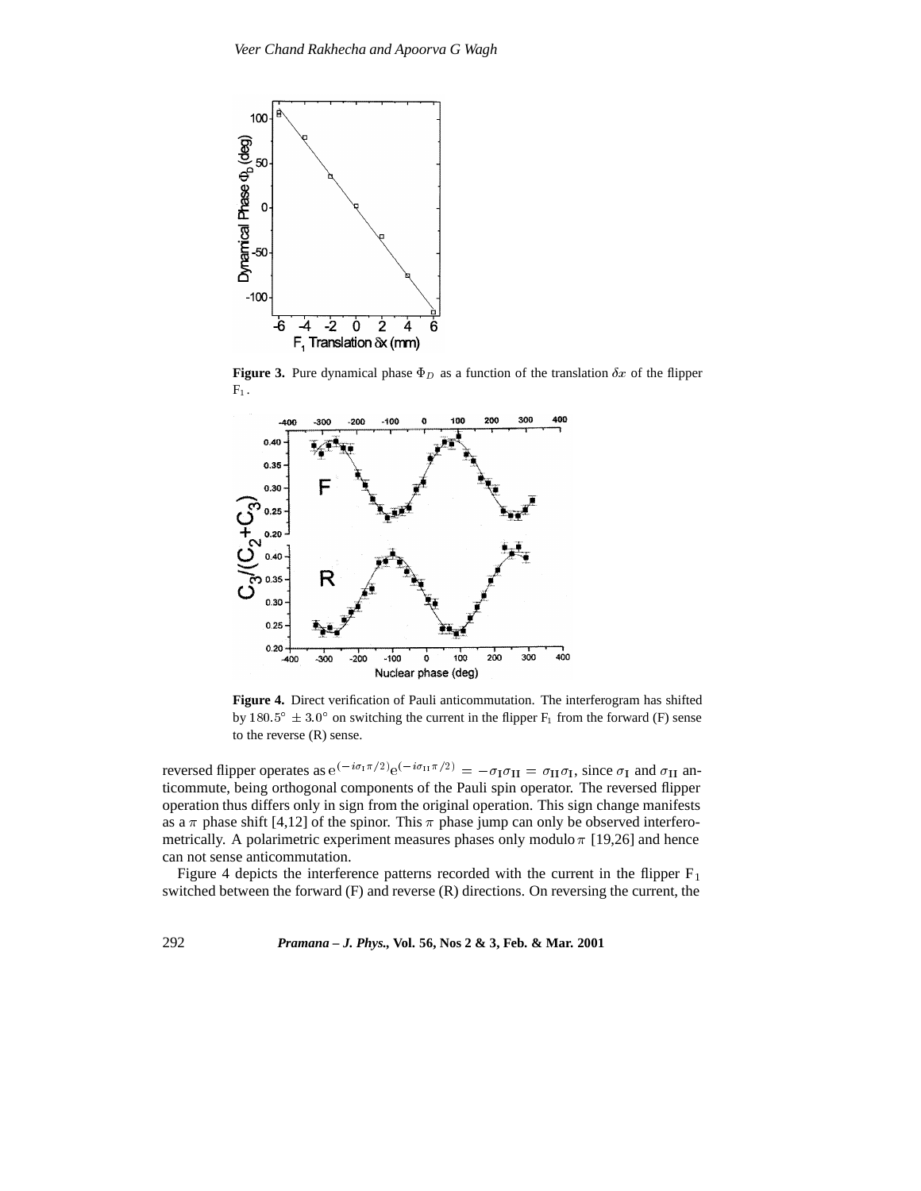**Figure 3.** Pure dynamical phase $\Phi_D$ as a function of the translation $\delta x$ of the flipper $F_1$.

**Figure 4.** Direct verification of Pauli anticommutation. The interferogram has shifted by $180.5^\circ \pm 3.0^\circ$ on switching the current in the flipper $F_1$ from the forward (F) sense to the reverse (R) sense.

reversed flipper operates as $e^{(-i\sigma_I \pi/2)} e^{(-i\sigma_{II} \pi/2)} = -\sigma_I \sigma_{II} = \sigma_{II} \sigma_I$, since $\sigma_I$ and $\sigma_{II}$ anticommute, being orthogonal components of the Pauli spin operator. The reversed flipper operation thus differs only in sign from the original operation. This sign change manifests as a $\pi$ phase shift [4,12] of the spinor. This $\pi$ phase jump can only be observed interferometrically. A polarimetric experiment measures phases only modulo $\pi$ [19,26] and hence can not sense anticommutation.

Figure 4 depicts the interference patterns recorded with the current in the flipper $F_1$ switched between the forward (F) and reverse (R) directions. On reversing the current, the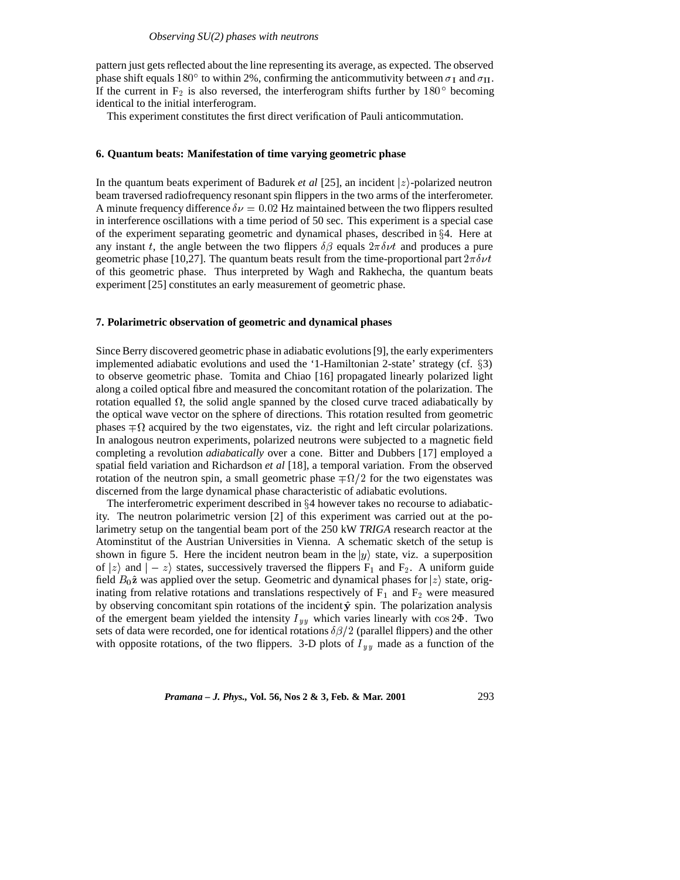pattern just gets reflected about the line representing its average, as expected. The observed phase shift equals $180^\circ$ to within 2%, confirming the anticommutivity between $\sigma_{\text{I}}$ and $\sigma_{\text{II}}$. If the current in $F_2$ is also reversed, the interferogram shifts further by $180^\circ$ becoming identical to the initial interferogram.

This experiment constitutes the first direct verification of Pauli anticommutation.

## 6. Quantum beats: Manifestation of time varying geometric phase

In the quantum beats experiment of Badurek *et al* [25], an incident $|z\rangle$-polarized neutron beam traversed radiofrequency resonant spin flippers in the two arms of the interferometer. A minute frequency difference $\delta\nu = 0.02$ Hz maintained between the two flippers resulted in interference oscillations with a time period of 50 sec. This experiment is a special case of the experiment separating geometric and dynamical phases, described in §4. Here at any instant $t$, the angle between the two flippers $\delta\beta$ equals $2\pi\delta\nu t$ and produces a pure geometric phase [10,27]. The quantum beats result from the time-proportional part $2\pi\delta\nu t$ of this geometric phase. Thus interpreted by Wagh and Rakhecha, the quantum beats experiment [25] constitutes an early measurement of geometric phase.

## 7. Polarimetric observation of geometric and dynamical phases

Since Berry discovered geometric phase in adiabatic evolutions [9], the early experimenters implemented adiabatic evolutions and used the '1-Hamiltonian 2-state' strategy (cf. §3) to observe geometric phase. Tomita and Chiao [16] propagated linearly polarized light along a coiled optical fibre and measured the concomitant rotation of the polarization. The rotation equalled $\Omega$, the solid angle spanned by the closed curve traced adiabatically by the optical wave vector on the sphere of directions. This rotation resulted from geometric phases $\mp\Omega$ acquired by the two eigenstates, viz. the right and left circular polarizations. In analogous neutron experiments, polarized neutrons were subjected to a magnetic field completing a revolution *adiabatically* over a cone. Bitter and Dubbers [17] employed a spatial field variation and Richardson *et al* [18], a temporal variation. From the observed rotation of the neutron spin, a small geometric phase $\mp\Omega/2$ for the two eigenstates was discerned from the large dynamical phase characteristic of adiabatic evolutions.

The interferometric experiment described in §4 however takes no recourse to adiabaticity. The neutron polarimetric version [2] of this experiment was carried out at the polarimetry setup on the tangential beam port of the 250 kW *TRIGA* research reactor at the Atominstitut of the Austrian Universities in Vienna. A schematic sketch of the setup is shown in figure 5. Here the incident neutron beam in the $|y\rangle$ state, viz. a superposition of $|z\rangle$ and $|-z\rangle$ states, successively traversed the flippers $F_1$ and $F_2$. A uniform guide field $B_0\hat{\mathbf{z}}$ was applied over the setup. Geometric and dynamical phases for $|z\rangle$ state, originating from relative rotations and translations respectively of $F_1$ and $F_2$ were measured by observing concomitant spin rotations of the incident $\hat{\mathbf{y}}$ spin. The polarization analysis of the emergent beam yielded the intensity $I_{yy}$ which varies linearly with $\cos 2\Phi$. Two sets of data were recorded, one for identical rotations $\delta\beta/2$ (parallel flippers) and the other with opposite rotations, of the two flippers. 3-D plots of $I_{yy}$ made as a function of the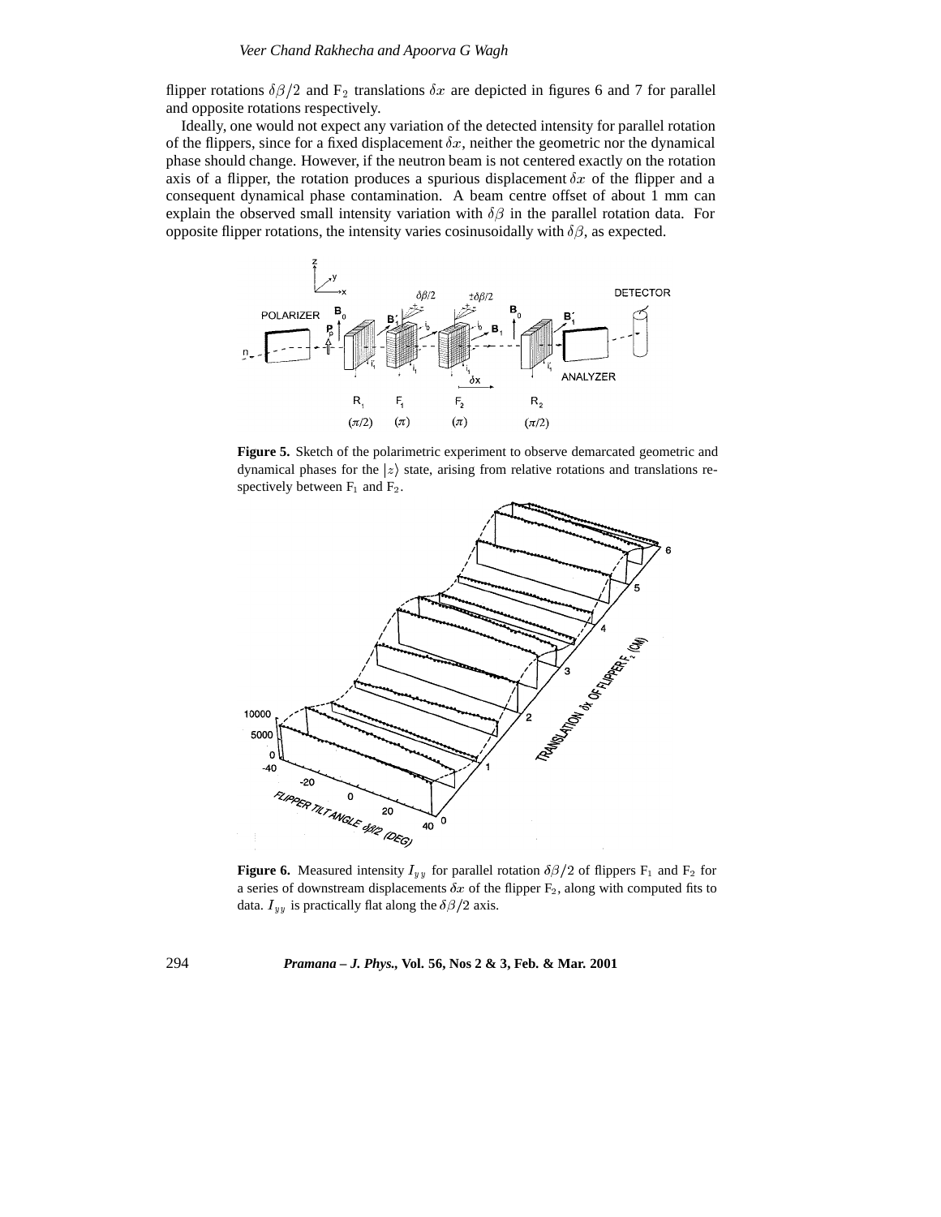flipper rotations $\delta\beta/2$ and $F_2$ translations $\delta x$ are depicted in figures 6 and 7 for parallel and opposite rotations respectively.

Ideally, one would not expect any variation of the detected intensity for parallel rotation of the flippers, since for a fixed displacement $\delta x$, neither the geometric nor the dynamical phase should change. However, if the neutron beam is not centered exactly on the rotation axis of a flipper, the rotation produces a spurious displacement $\delta x$ of the flipper and a consequent dynamical phase contamination. A beam centre offset of about 1 mm can explain the observed small intensity variation with $\delta\beta$ in the parallel rotation data. For opposite flipper rotations, the intensity varies cosinusoidally with $\delta\beta$, as expected.

**Figure 5.** Sketch of the polarimetric experiment to observe demarcated geometric and dynamical phases for the $|z\rangle$ state, arising from relative rotations and translations respectively between $F_1$ and $F_2$.

**Figure 6.** Measured intensity $I_{yy}$ for parallel rotation $\delta\beta/2$ of flippers $F_1$ and $F_2$ for a series of downstream displacements $\delta x$ of the flipper $F_2$, along with computed fits to data. $I_{yy}$ is practically flat along the $\delta\beta/2$ axis.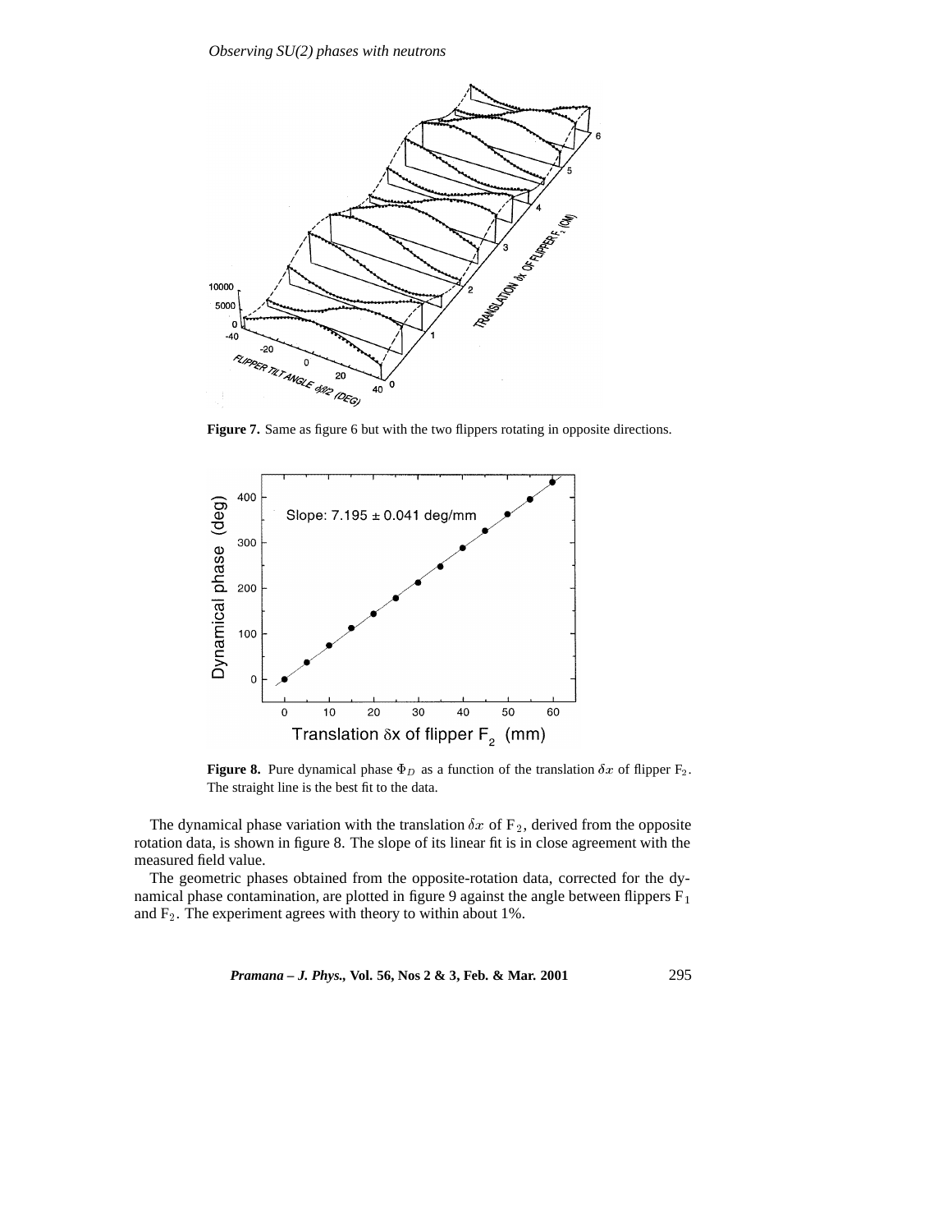**Figure 7.** Same as figure 6 but with the two flippers rotating in opposite directions.

**Figure 8.** Pure dynamical phase $\Phi_D$ as a function of the translation $\delta x$ of flipper $F_2$. The straight line is the best fit to the data.

The dynamical phase variation with the translation $\delta x$ of $F_2$, derived from the opposite rotation data, is shown in figure 8. The slope of its linear fit is in close agreement with the measured field value.

The geometric phases obtained from the opposite-rotation data, corrected for the dynamical phase contamination, are plotted in figure 9 against the angle between flippers $F_1$ and $F_2$. The experiment agrees with theory to within about 1%.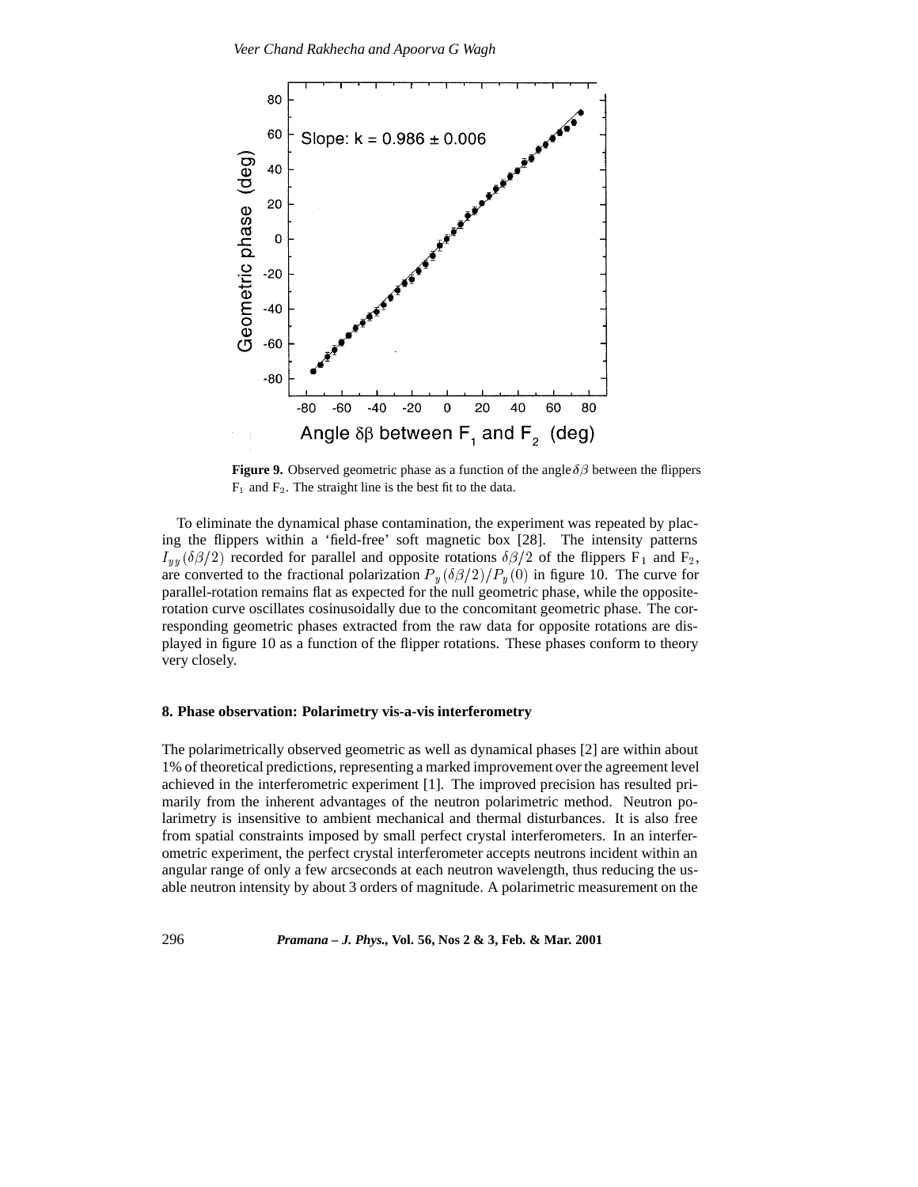**Figure 9.** Observed geometric phase as a function of the angle $\delta\beta$ between the flippers $F_1$ and $F_2$. The straight line is the best fit to the data.

To eliminate the dynamical phase contamination, the experiment was repeated by placing the flippers within a 'field-free' soft magnetic box [28]. The intensity patterns $I_{yy}(\delta\beta/2)$ recorded for parallel and opposite rotations $\delta\beta/2$ of the flippers $F_1$ and $F_2$, are converted to the fractional polarization $P_y(\delta\beta/2)/P_y(0)$ in figure 10. The curve for parallel-rotation remains flat as expected for the null geometric phase, while the opposite-rotation curve oscillates cosinusoidally due to the concomitant geometric phase. The corresponding geometric phases extracted from the raw data for opposite rotations are displayed in figure 10 as a function of the flipper rotations. These phases conform to theory very closely.

## 8. Phase observation: Polarimetry vis-a-vis interferometry

The polarimetrically observed geometric as well as dynamical phases [2] are within about 1% of theoretical predictions, representing a marked improvement over the agreement level achieved in the interferometric experiment [1]. The improved precision has resulted primarily from the inherent advantages of the neutron polarimetric method. Neutron polarimetry is insensitive to ambient mechanical and thermal disturbances. It is also free from spatial constraints imposed by small perfect crystal interferometers. In an interferometric experiment, the perfect crystal interferometer accepts neutrons incident within an angular range of only a few arcseconds at each neutron wavelength, thus reducing the usable neutron intensity by about 3 orders of magnitude. A polarimetric measurement on the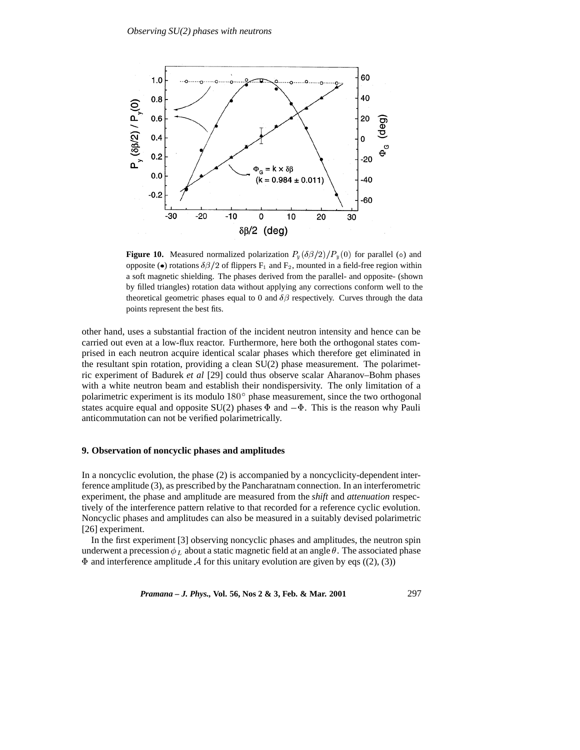**Figure 10.** Measured normalized polarization $P_y(\delta\beta/2)/P_y(0)$ for parallel (∘) and opposite (•) rotations $\delta\beta/2$ of flippers $F_1$ and $F_2$, mounted in a field-free region within a soft magnetic shielding. The phases derived from the parallel- and opposite- (shown by filled triangles) rotation data without applying any corrections conform well to the theoretical geometric phases equal to 0 and $\delta\beta$ respectively. Curves through the data points represent the best fits.

other hand, uses a substantial fraction of the incident neutron intensity and hence can be carried out even at a low-flux reactor. Furthermore, here both the orthogonal states comprised in each neutron acquire identical scalar phases which therefore get eliminated in the resultant spin rotation, providing a clean SU(2) phase measurement. The polarimetric experiment of Badurek *et al* [29] could thus observe scalar Aharanov–Bohm phases with a white neutron beam and establish their nondispersivity. The only limitation of a polarimetric experiment is its modulo $180°$ phase measurement, since the two orthogonal states acquire equal and opposite SU(2) phases $\Phi$ and $-\Phi$. This is the reason why Pauli anticommutation can not be verified polarimetrically.

## 9. Observation of noncyclic phases and amplitudes

In a noncyclic evolution, the phase (2) is accompanied by a noncyclicity-dependent interference amplitude (3), as prescribed by the Pancharatnam connection. In an interferometric experiment, the phase and amplitude are measured from the *shift* and *attenuation* respectively of the interference pattern relative to that recorded for a reference cyclic evolution. Noncyclic phases and amplitudes can also be measured in a suitably devised polarimetric [26] experiment.

In the first experiment [3] observing noncyclic phases and amplitudes, the neutron spin underwent a precession $\phi_L$ about a static magnetic field at an angle $\theta$. The associated phase $\Phi$ and interference amplitude $\mathcal{A}$ for this unitary evolution are given by eqs ((2), (3))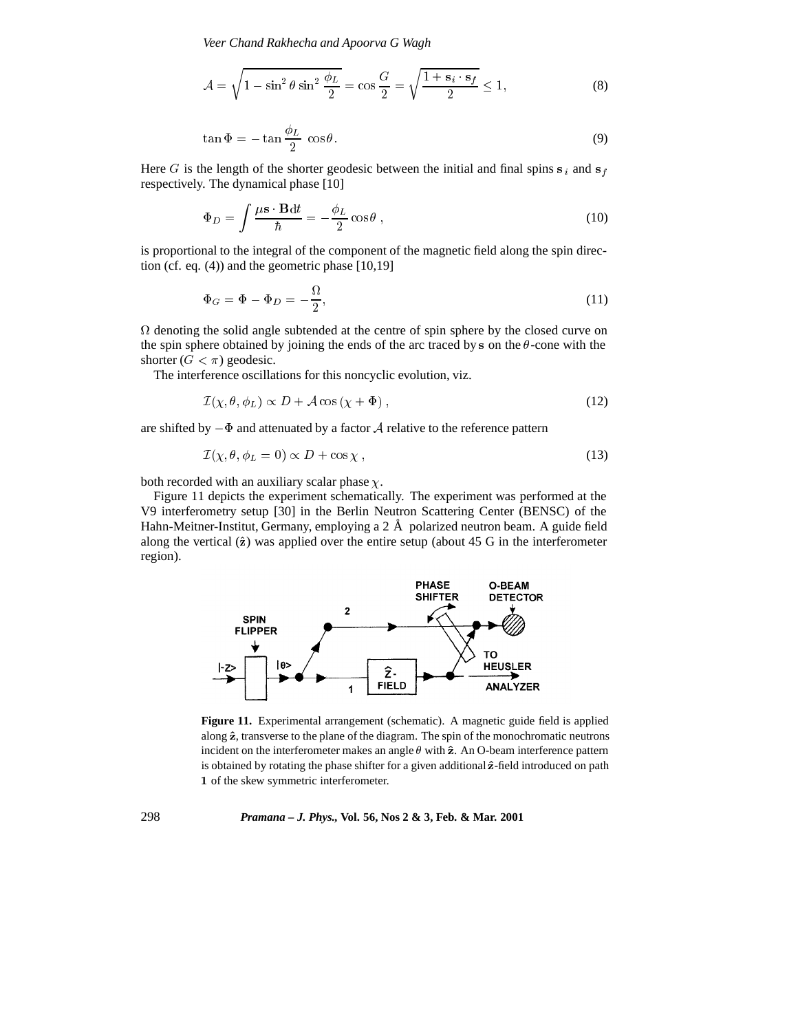$$\mathcal{A} = \sqrt{1 - \sin^2\theta \sin^2 \frac{\phi_L}{2}} = \cos\frac{G}{2} = \sqrt{\frac{1 + \mathbf{s}_i \cdot \mathbf{s}_f}{2}} \leq 1, \tag{8}$$

$$\tan\Phi = -\tan\frac{\phi_L}{2}\ \cos\theta. \tag{9}$$

Here $G$ is the length of the shorter geodesic between the initial and final spins $\mathbf{s}_i$ and $\mathbf{s}_f$ respectively. The dynamical phase [10]

$$\Phi_D = \int \frac{\mu \mathbf{s} \cdot \mathbf{B} \mathrm{d}t}{\hbar} = -\frac{\phi_L}{2}\cos\theta\ , \tag{10}$$

is proportional to the integral of the component of the magnetic field along the spin direction (cf. eq. (4)) and the geometric phase [10,19]

$$\Phi_G = \Phi - \Phi_D = -\frac{\Omega}{2}, \tag{11}$$

$\Omega$ denoting the solid angle subtended at the centre of spin sphere by the closed curve on the spin sphere obtained by joining the ends of the arc traced by $\mathbf{s}$ on the $\theta$-cone with the shorter ($G < \pi$) geodesic.

The interference oscillations for this noncyclic evolution, viz.

$$\mathcal{I}(\chi, \theta, \phi_L) \propto D + \mathcal{A}\cos(\chi + \Phi)\ , \tag{12}$$

are shifted by $-\Phi$ and attenuated by a factor $\mathcal{A}$ relative to the reference pattern

$$\mathcal{I}(\chi, \theta, \phi_L = 0) \propto D + \cos\chi\ , \tag{13}$$

both recorded with an auxiliary scalar phase $\chi$.

Figure 11 depicts the experiment schematically. The experiment was performed at the V9 interferometry setup [30] in the Berlin Neutron Scattering Center (BENSC) of the Hahn-Meitner-Institut, Germany, employing a 2 Å polarized neutron beam. A guide field along the vertical ($\hat{\mathbf{z}}$) was applied over the entire setup (about 45 G in the interferometer region).

**Figure 11.** Experimental arrangement (schematic). A magnetic guide field is applied along $\hat{\mathbf{z}}$, transverse to the plane of the diagram. The spin of the monochromatic neutrons incident on the interferometer makes an angle $\theta$ with $\hat{\mathbf{z}}$. An O-beam interference pattern is obtained by rotating the phase shifter for a given additional $\hat{\mathbf{z}}$-field introduced on path **1** of the skew symmetric interferometer.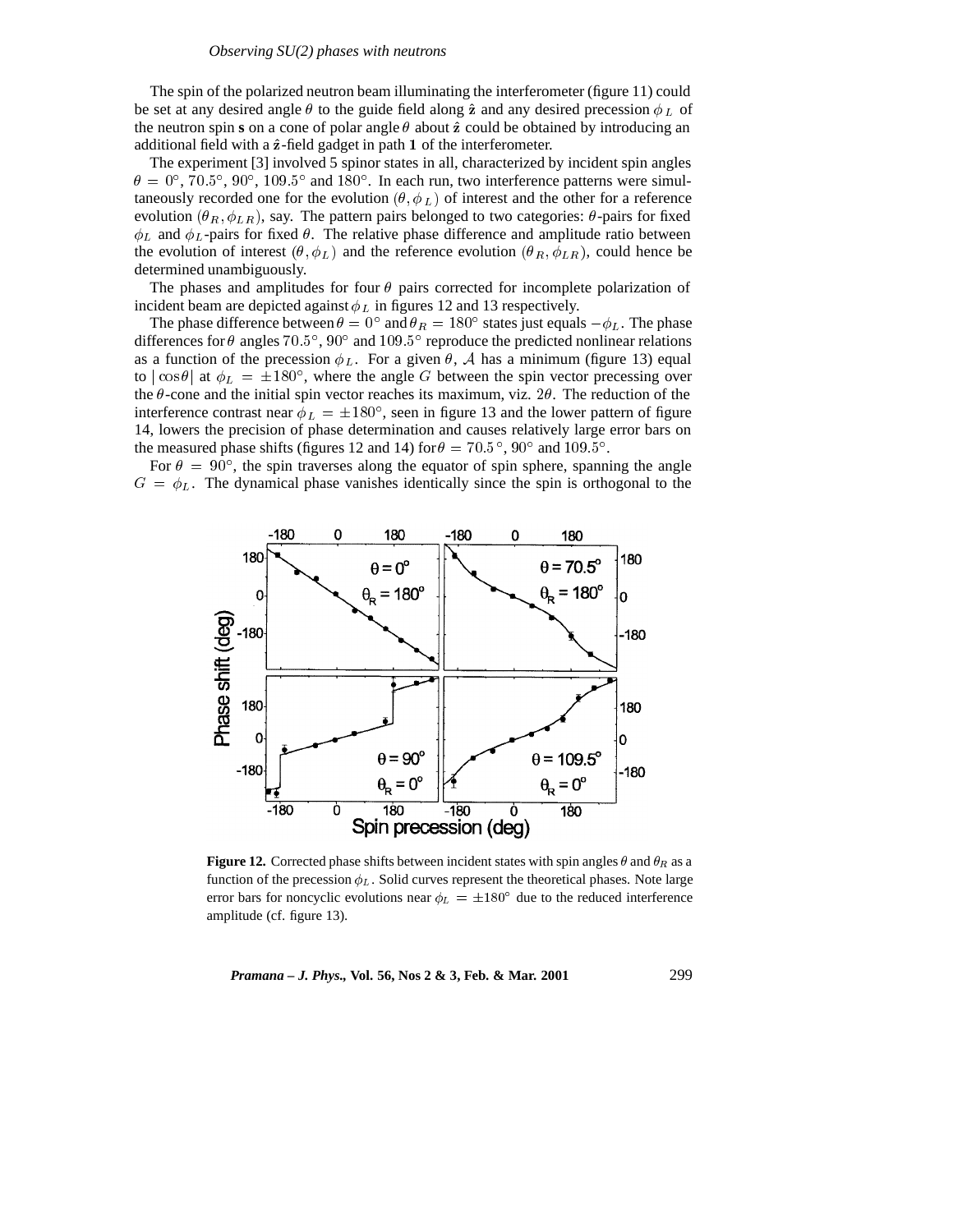The spin of the polarized neutron beam illuminating the interferometer (figure 11) could be set at any desired angle $\theta$ to the guide field along $\hat{\mathbf{z}}$ and any desired precession $\phi_L$ of the neutron spin $\mathbf{s}$ on a cone of polar angle $\theta$ about $\hat{\mathbf{z}}$ could be obtained by introducing an additional field with a $\hat{\mathbf{z}}$-field gadget in path **1** of the interferometer.

The experiment [3] involved 5 spinor states in all, characterized by incident spin angles $\theta = 0^\circ, 70.5^\circ, 90^\circ, 109.5^\circ$ and $180^\circ$. In each run, two interference patterns were simultaneously recorded one for the evolution $(\theta, \phi_L)$ of interest and the other for a reference evolution $(\theta_R, \phi_{LR})$, say. The pattern pairs belonged to two categories: $\theta$-pairs for fixed $\phi_L$ and $\phi_L$-pairs for fixed $\theta$. The relative phase difference and amplitude ratio between the evolution of interest $(\theta, \phi_L)$ and the reference evolution $(\theta_R, \phi_{LR})$, could hence be determined unambiguously.

The phases and amplitudes for four $\theta$ pairs corrected for incomplete polarization of incident beam are depicted against $\phi_L$ in figures 12 and 13 respectively.

The phase difference between $\theta = 0^\circ$ and $\theta_R = 180^\circ$ states just equals $-\phi_L$. The phase differences for $\theta$ angles $70.5^\circ$, $90^\circ$ and $109.5^\circ$ reproduce the predicted nonlinear relations as a function of the precession $\phi_L$. For a given $\theta$, $\mathcal{A}$ has a minimum (figure 13) equal to $|\cos\theta|$ at $\phi_L = \pm 180^\circ$, where the angle $G$ between the spin vector precessing over the $\theta$-cone and the initial spin vector reaches its maximum, viz. $2\theta$. The reduction of the interference contrast near $\phi_L = \pm 180^\circ$, seen in figure 13 and the lower pattern of figure 14, lowers the precision of phase determination and causes relatively large error bars on the measured phase shifts (figures 12 and 14) for $\theta = 70.5^\circ, 90^\circ$ and $109.5^\circ$.

For $\theta = 90^\circ$, the spin traverses along the equator of spin sphere, spanning the angle $G = \phi_L$. The dynamical phase vanishes identically since the spin is orthogonal to the

**Figure 12.** Corrected phase shifts between incident states with spin angles $\theta$ and $\theta_R$ as a function of the precession $\phi_L$. Solid curves represent the theoretical phases. Note large error bars for noncyclic evolutions near $\phi_L = \pm 180^\circ$ due to the reduced interference amplitude (cf. figure 13).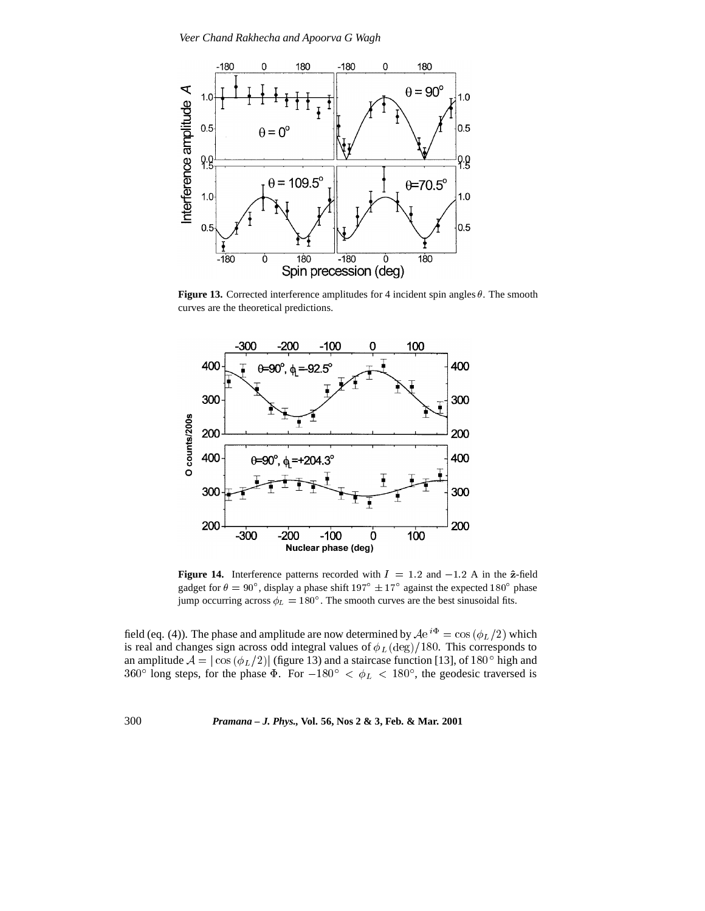**Figure 13.** Corrected interference amplitudes for 4 incident spin angles $\theta$. The smooth curves are the theoretical predictions.

**Figure 14.** Interference patterns recorded with $I = 1.2$ and $-1.2$ A in the $\hat{\mathbf{z}}$-field gadget for $\theta = 90^\circ$, display a phase shift $197^\circ \pm 17^\circ$ against the expected $180^\circ$ phase jump occurring across $\phi_L = 180^\circ$. The smooth curves are the best sinusoidal fits.

field (eq. (4)). The phase and amplitude are now determined by $\mathcal{A}e^{i\Phi} = \cos(\phi_L/2)$ which is real and changes sign across odd integral values of $\phi_L(\text{deg})/180$. This corresponds to an amplitude $\mathcal{A} = |\cos(\phi_L/2)|$ (figure 13) and a staircase function [13], of $180^\circ$ high and $360^\circ$ long steps, for the phase $\Phi$. For $-180^\circ < \phi_L < 180^\circ$, the geodesic traversed is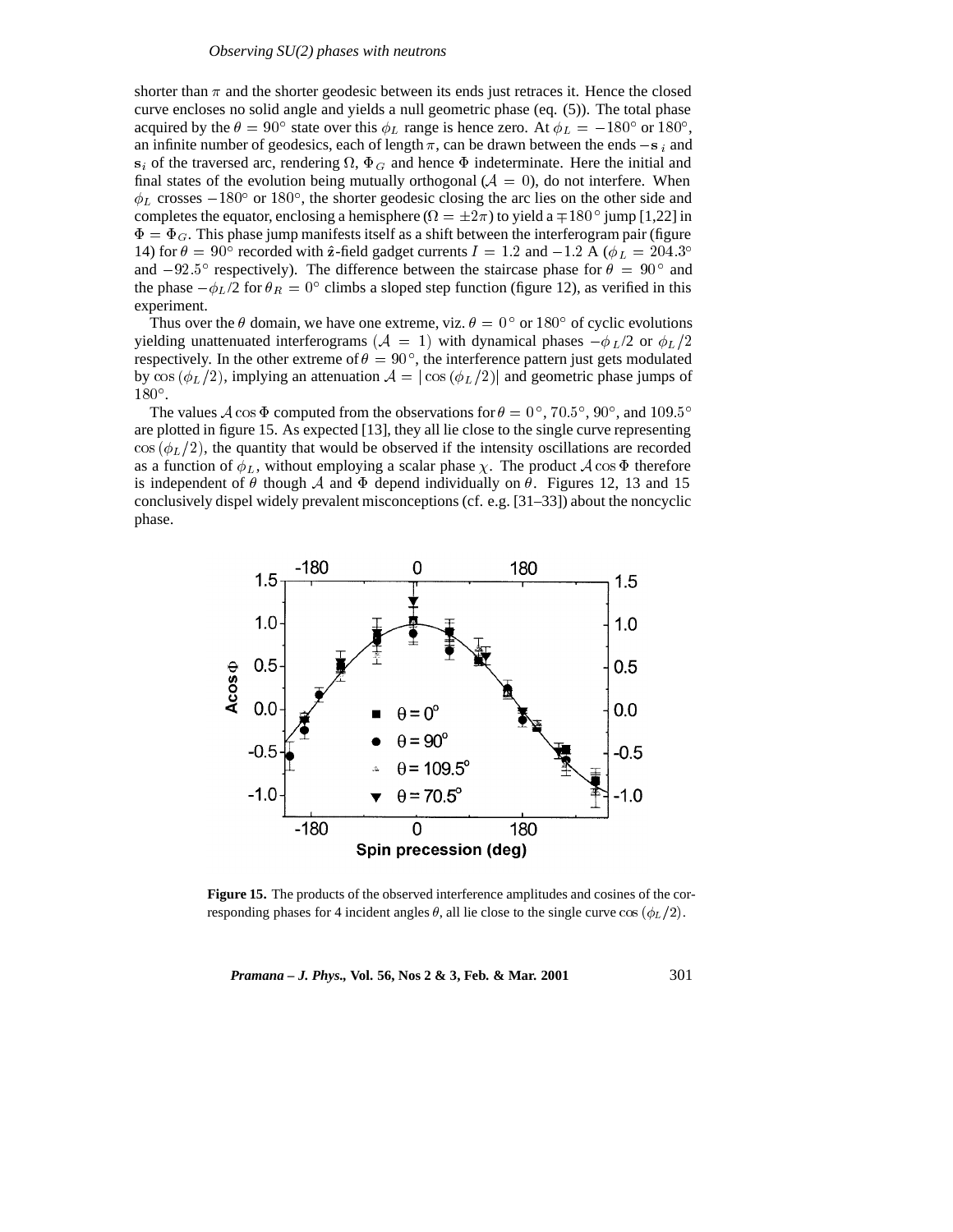shorter than $\pi$ and the shorter geodesic between its ends just retraces it. Hence the closed curve encloses no solid angle and yields a null geometric phase (eq. (5)). The total phase acquired by the $\theta = 90^\circ$ state over this $\phi_L$ range is hence zero. At $\phi_L = -180^\circ$ or $180^\circ$, an infinite number of geodesics, each of length $\pi$, can be drawn between the ends $-\mathbf{s}_i$ and $\mathbf{s}_i$ of the traversed arc, rendering $\Omega$, $\Phi_G$ and hence $\Phi$ indeterminate. Here the initial and final states of the evolution being mutually orthogonal ($\mathcal{A} = 0$), do not interfere. When $\phi_L$ crosses $-180^\circ$ or $180^\circ$, the shorter geodesic closing the arc lies on the other side and completes the equator, enclosing a hemisphere ($\Omega = \pm 2\pi$) to yield a $\mp 180^\circ$ jump [1,22] in $\Phi = \Phi_G$. This phase jump manifests itself as a shift between the interferogram pair (figure 14) for $\theta = 90^\circ$ recorded with $\hat{\mathbf{z}}$-field gadget currents $I = 1.2$ and $-1.2$ A ($\phi_L = 204.3^\circ$ and $-92.5^\circ$ respectively). The difference between the staircase phase for $\theta = 90^\circ$ and the phase $-\phi_L/2$ for $\theta_R = 0^\circ$ climbs a sloped step function (figure 12), as verified in this experiment.

Thus over the $\theta$ domain, we have one extreme, viz. $\theta = 0^\circ$ or $180^\circ$ of cyclic evolutions yielding unattenuated interferograms ($\mathcal{A} = 1$) with dynamical phases $-\phi_L/2$ or $\phi_L/2$ respectively. In the other extreme of $\theta = 90^\circ$, the interference pattern just gets modulated by $\cos(\phi_L/2)$, implying an attenuation $\mathcal{A} = |\cos(\phi_L/2)|$ and geometric phase jumps of $180^\circ$.

The values $\mathcal{A}\cos\Phi$ computed from the observations for $\theta = 0^\circ, 70.5^\circ, 90^\circ$, and $109.5^\circ$ are plotted in figure 15. As expected [13], they all lie close to the single curve representing $\cos(\phi_L/2)$, the quantity that would be observed if the intensity oscillations are recorded as a function of $\phi_L$, without employing a scalar phase $\chi$. The product $\mathcal{A}\cos\Phi$ therefore is independent of $\theta$ though $\mathcal{A}$ and $\Phi$ depend individually on $\theta$. Figures 12, 13 and 15 conclusively dispel widely prevalent misconceptions (cf. e.g. [31–33]) about the noncyclic phase.

**Figure 15.** The products of the observed interference amplitudes and cosines of the corresponding phases for 4 incident angles $\theta$, all lie close to the single curve $\cos(\phi_L/2)$.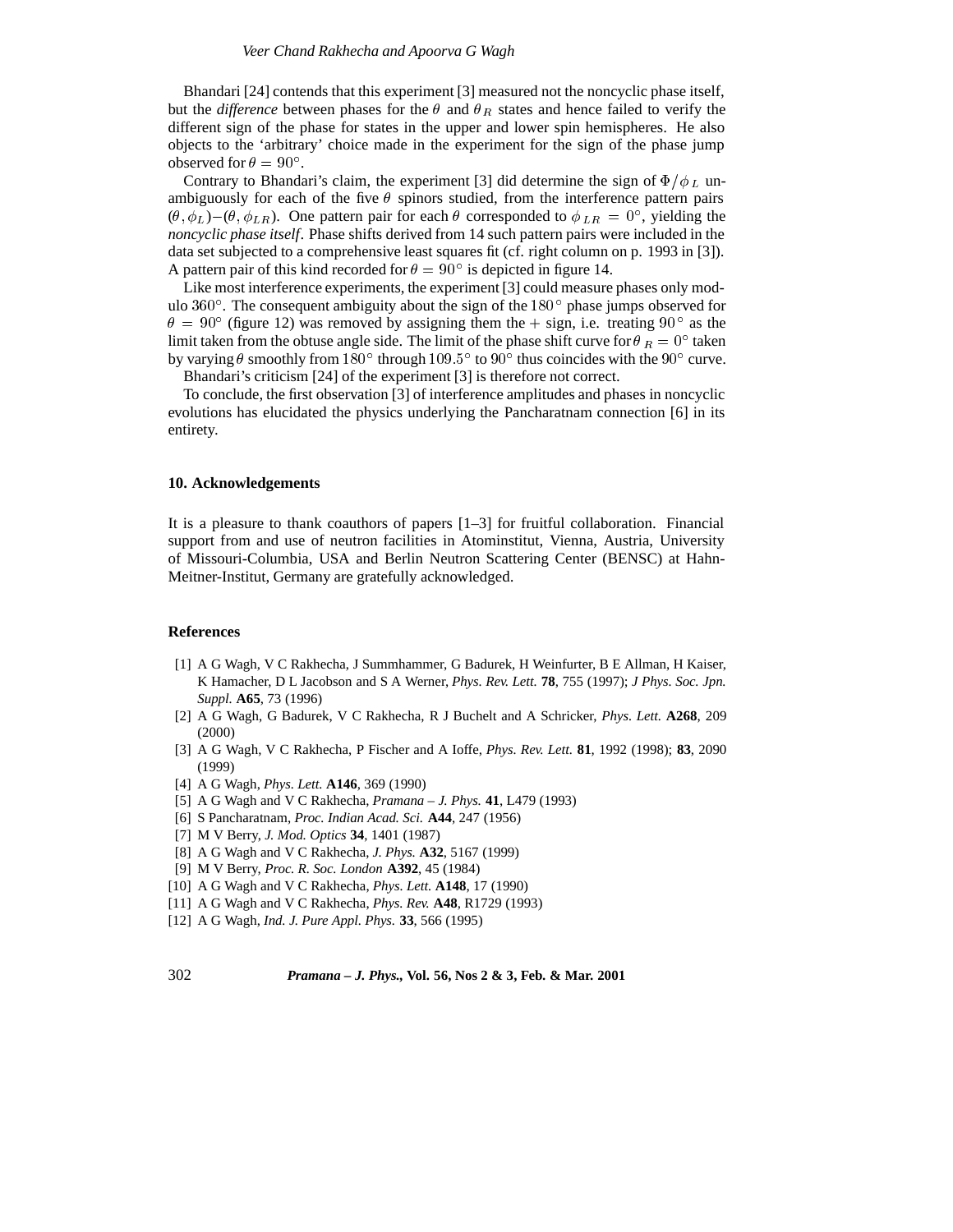Bhandari [24] contends that this experiment [3] measured not the noncyclic phase itself, but the *difference* between phases for the $\theta$ and $\theta_R$ states and hence failed to verify the different sign of the phase for states in the upper and lower spin hemispheres. He also objects to the 'arbitrary' choice made in the experiment for the sign of the phase jump observed for $\theta = 90^\circ$.

Contrary to Bhandari's claim, the experiment [3] did determine the sign of $\Phi/\phi_L$ unambiguously for each of the five $\theta$ spinors studied, from the interference pattern pairs $(\theta, \phi_L)$–$(\theta, \phi_{LR})$. One pattern pair for each $\theta$ corresponded to $\phi_{LR} = 0^\circ$, yielding the *noncyclic phase itself*. Phase shifts derived from 14 such pattern pairs were included in the data set subjected to a comprehensive least squares fit (cf. right column on p. 1993 in [3]). A pattern pair of this kind recorded for $\theta = 90^\circ$ is depicted in figure 14.

Like most interference experiments, the experiment [3] could measure phases only modulo $360^\circ$. The consequent ambiguity about the sign of the $180^\circ$ phase jumps observed for $\theta = 90^\circ$ (figure 12) was removed by assigning them the $+$ sign, i.e. treating $90^\circ$ as the limit taken from the obtuse angle side. The limit of the phase shift curve for $\theta_R = 0^\circ$ taken by varying $\theta$ smoothly from $180^\circ$ through $109.5^\circ$ to $90^\circ$ thus coincides with the $90^\circ$ curve.

Bhandari's criticism [24] of the experiment [3] is therefore not correct.

To conclude, the first observation [3] of interference amplitudes and phases in noncyclic evolutions has elucidated the physics underlying the Pancharatnam connection [6] in its entirety.

## 10. Acknowledgements

It is a pleasure to thank coauthors of papers [1–3] for fruitful collaboration. Financial support from and use of neutron facilities in Atominstitut, Vienna, Austria, University of Missouri-Columbia, USA and Berlin Neutron Scattering Center (BENSC) at Hahn-Meitner-Institut, Germany are gratefully acknowledged.

## References

[1] A G Wagh, V C Rakhecha, J Summhammer, G Badurek, H Weinfurter, B E Allman, H Kaiser, K Hamacher, D L Jacobson and S A Werner, *Phys. Rev. Lett.* **78**, 755 (1997); *J Phys. Soc. Jpn. Suppl.* **A65**, 73 (1996)

[2] A G Wagh, G Badurek, V C Rakhecha, R J Buchelt and A Schricker, *Phys. Lett.* **A268**, 209 (2000)

[3] A G Wagh, V C Rakhecha, P Fischer and A Ioffe, *Phys. Rev. Lett.* **81**, 1992 (1998); **83**, 2090 (1999)

[4] A G Wagh, *Phys. Lett.* **A146**, 369 (1990)

[5] A G Wagh and V C Rakhecha, *Pramana – J. Phys.* **41**, L479 (1993)

[6] S Pancharatnam, *Proc. Indian Acad. Sci.* **A44**, 247 (1956)

[7] M V Berry, *J. Mod. Optics* **34**, 1401 (1987)

[8] A G Wagh and V C Rakhecha, *J. Phys.* **A32**, 5167 (1999)

[9] M V Berry, *Proc. R. Soc. London* **A392**, 45 (1984)

[10] A G Wagh and V C Rakhecha, *Phys. Lett.* **A148**, 17 (1990)

[11] A G Wagh and V C Rakhecha, *Phys. Rev.* **A48**, R1729 (1993)

[12] A G Wagh, *Ind. J. Pure Appl. Phys.* **33**, 566 (1995)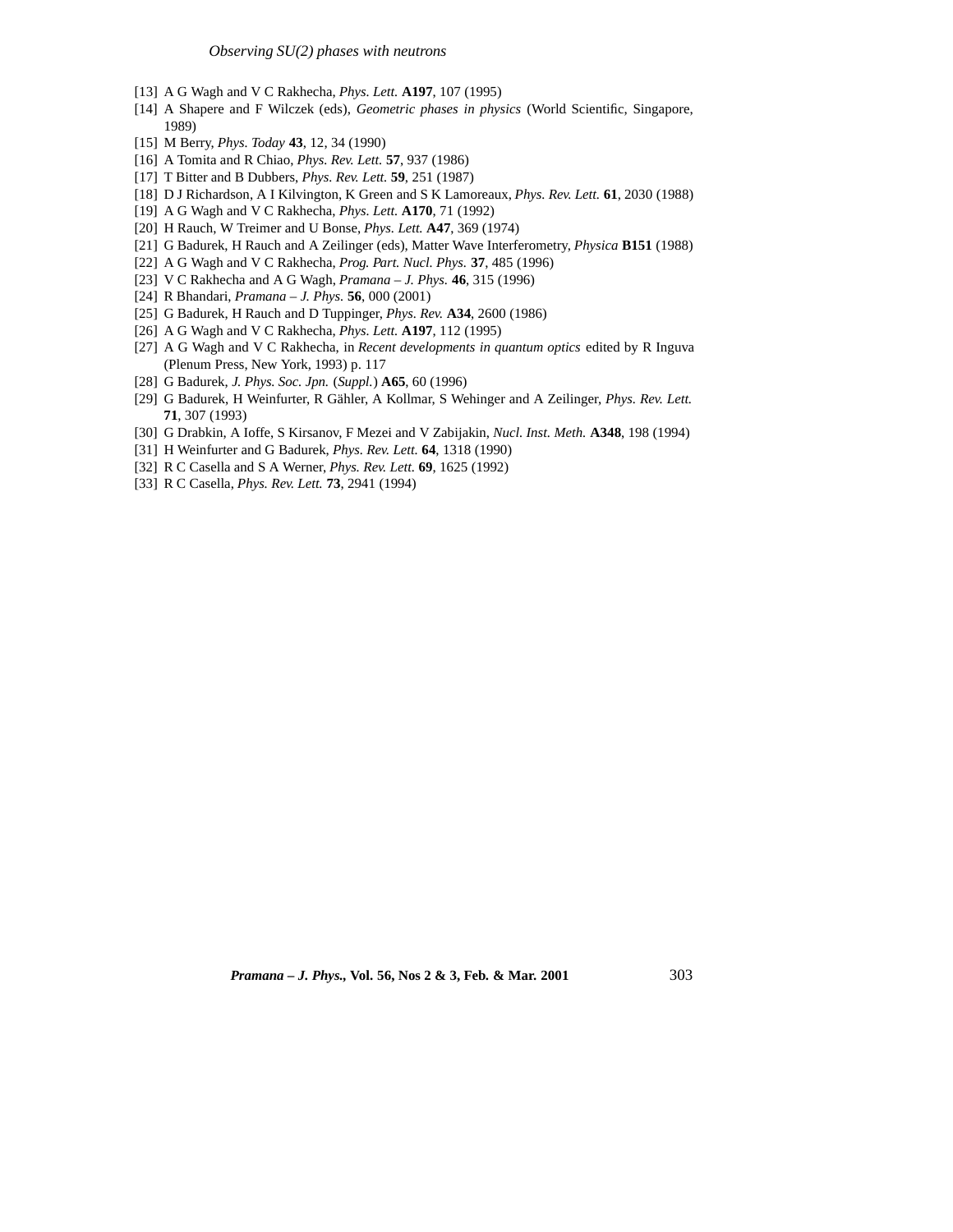[13] A G Wagh and V C Rakhecha, *Phys. Lett.* **A197**, 107 (1995)
[14] A Shapere and F Wilczek (eds), *Geometric phases in physics* (World Scientific, Singapore, 1989)
[15] M Berry, *Phys. Today* **43**, 12, 34 (1990)
[16] A Tomita and R Chiao, *Phys. Rev. Lett.* **57**, 937 (1986)
[17] T Bitter and B Dubbers, *Phys. Rev. Lett.* **59**, 251 (1987)
[18] D J Richardson, A I Kilvington, K Green and S K Lamoreaux, *Phys. Rev. Lett.* **61**, 2030 (1988)
[19] A G Wagh and V C Rakhecha, *Phys. Lett.* **A170**, 71 (1992)
[20] H Rauch, W Treimer and U Bonse, *Phys. Lett.* **A47**, 369 (1974)
[21] G Badurek, H Rauch and A Zeilinger (eds), Matter Wave Interferometry, *Physica* **B151** (1988)
[22] A G Wagh and V C Rakhecha, *Prog. Part. Nucl. Phys.* **37**, 485 (1996)
[23] V C Rakhecha and A G Wagh, *Pramana – J. Phys.* **46**, 315 (1996)
[24] R Bhandari, *Pramana – J. Phys.* **56**, 000 (2001)
[25] G Badurek, H Rauch and D Tuppinger, *Phys. Rev.* **A34**, 2600 (1986)
[26] A G Wagh and V C Rakhecha, *Phys. Lett.* **A197**, 112 (1995)
[27] A G Wagh and V C Rakhecha, in *Recent developments in quantum optics* edited by R Inguva (Plenum Press, New York, 1993) p. 117
[28] G Badurek, *J. Phys. Soc. Jpn.* (*Suppl.*) **A65**, 60 (1996)
[29] G Badurek, H Weinfurter, R Gähler, A Kollmar, S Wehinger and A Zeilinger, *Phys. Rev. Lett.* **71**, 307 (1993)
[30] G Drabkin, A Ioffe, S Kirsanov, F Mezei and V Zabijakin, *Nucl. Inst. Meth.* **A348**, 198 (1994)
[31] H Weinfurter and G Badurek, *Phys. Rev. Lett.* **64**, 1318 (1990)
[32] R C Casella and S A Werner, *Phys. Rev. Lett.* **69**, 1625 (1992)
[33] R C Casella, *Phys. Rev. Lett.* **73**, 2941 (1994)